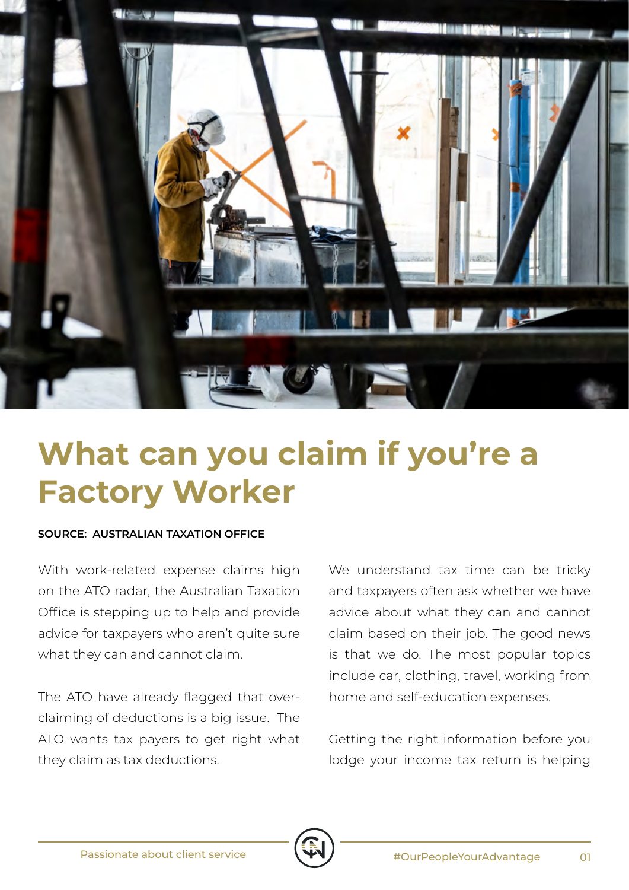# What can you claim if you're a Factory Worker

**SOURCE: AUSTRALIAN TAXATION OFFICE**

With work-related expense claims high on the ATO radar, the Australian Taxation Office is stepping up to help and provide advice for taxpayers who aren't quite sure what they can and cannot claim.

The ATO have already flagged that over-claiming of deductions is a big issue. The ATO wants tax payers to get right what they claim as tax deductions.

We understand tax time can be tricky and taxpayers often ask whether we have advice about what they can and cannot claim based on their job. The good news is that we do. The most popular topics include car, clothing, travel, working from home and self-education expenses.

Getting the right information before you lodge your income tax return is helping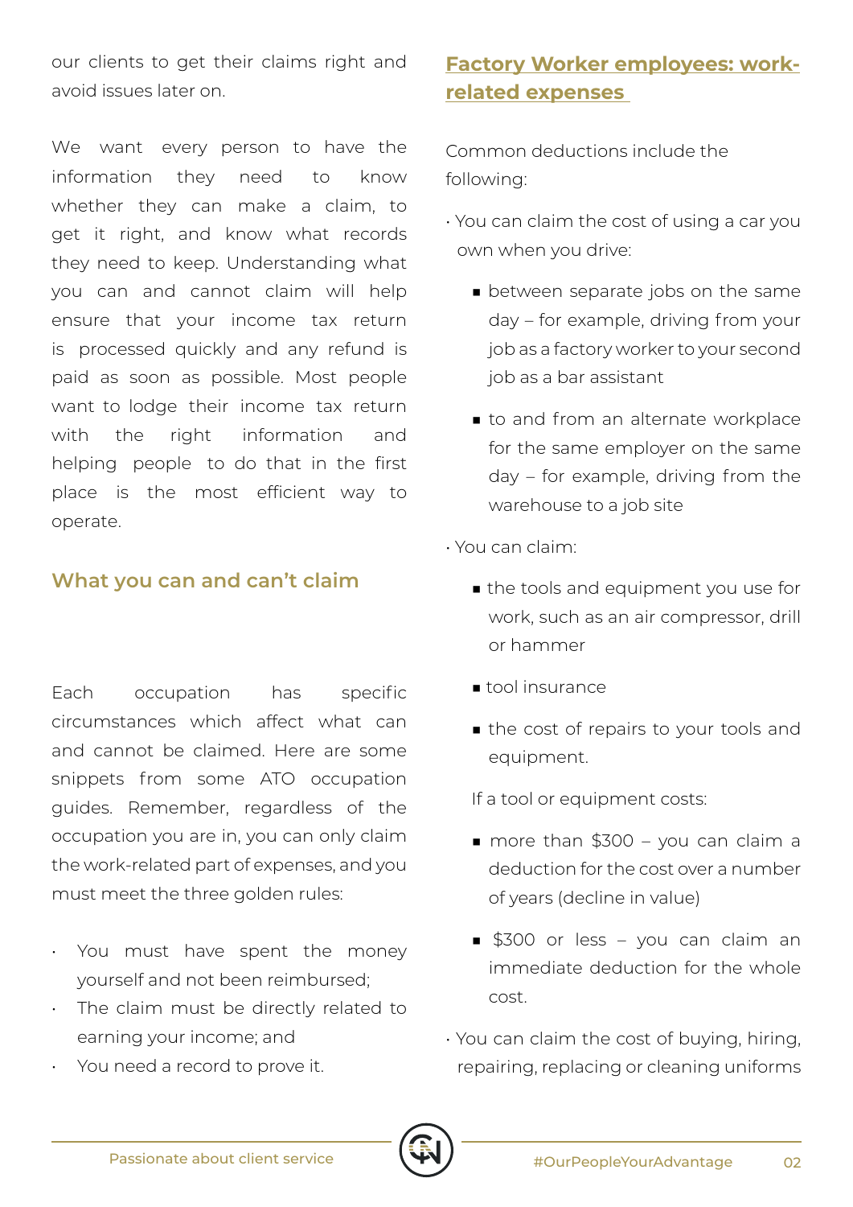our clients to get their claims right and avoid issues later on.

We want every person to have the information they need to know whether they can make a claim, to get it right, and know what records they need to keep. Understanding what you can and cannot claim will help ensure that your income tax return is processed quickly and any refund is paid as soon as possible. Most people want to lodge their income tax return with the right information and helping people to do that in the first place is the most efficient way to operate.

## What you can and can't claim

Each occupation has specific circumstances which affect what can and cannot be claimed. Here are some snippets from some ATO occupation guides. Remember, regardless of the occupation you are in, you can only claim the work-related part of expenses, and you must meet the three golden rules:

- You must have spent the money yourself and not been reimbursed;
- The claim must be directly related to earning your income; and
- You need a record to prove it.

## Factory Worker employees: work-related expenses

Common deductions include the following:

- You can claim the cost of using a car you own when you drive:
  - between separate jobs on the same day – for example, driving from your job as a factory worker to your second job as a bar assistant
  - to and from an alternate workplace for the same employer on the same day – for example, driving from the warehouse to a job site
- You can claim:
  - the tools and equipment you use for work, such as an air compressor, drill or hammer
  - tool insurance
  - the cost of repairs to your tools and equipment.

  If a tool or equipment costs:

  - more than $300 – you can claim a deduction for the cost over a number of years (decline in value)
  - $300 or less – you can claim an immediate deduction for the whole cost.
- You can claim the cost of buying, hiring, repairing, replacing or cleaning uniforms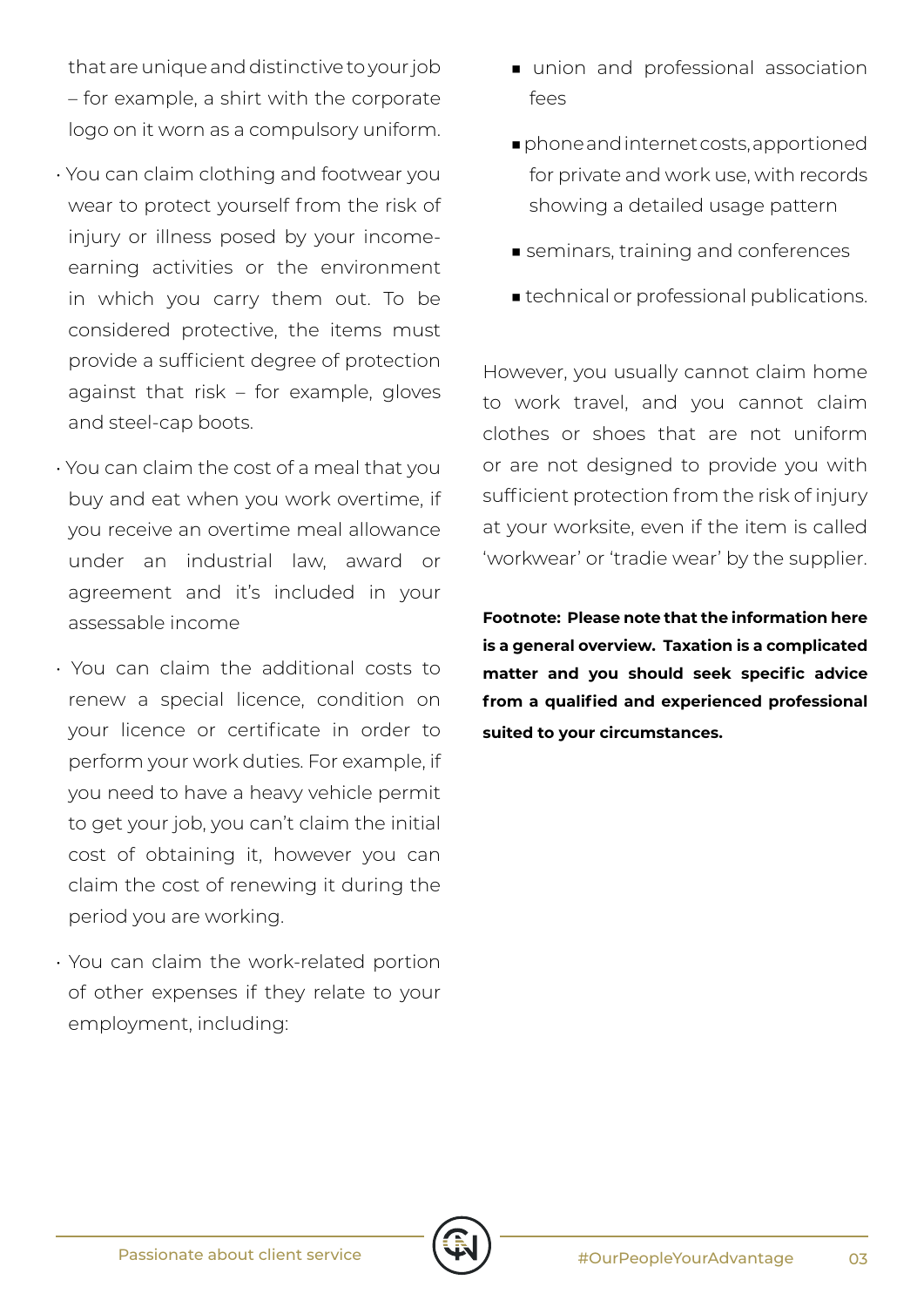that are unique and distinctive to your job – for example, a shirt with the corporate logo on it worn as a compulsory uniform.

- You can claim clothing and footwear you wear to protect yourself from the risk of injury or illness posed by your income-earning activities or the environment in which you carry them out. To be considered protective, the items must provide a sufficient degree of protection against that risk – for example, gloves and steel-cap boots.
- You can claim the cost of a meal that you buy and eat when you work overtime, if you receive an overtime meal allowance under an industrial law, award or agreement and it's included in your assessable income
- You can claim the additional costs to renew a special licence, condition on your licence or certificate in order to perform your work duties. For example, if you need to have a heavy vehicle permit to get your job, you can't claim the initial cost of obtaining it, however you can claim the cost of renewing it during the period you are working.
- You can claim the work-related portion of other expenses if they relate to your employment, including:
  - union and professional association fees
  - phone and internet costs, apportioned for private and work use, with records showing a detailed usage pattern
  - seminars, training and conferences
  - technical or professional publications.

However, you usually cannot claim home to work travel, and you cannot claim clothes or shoes that are not uniform or are not designed to provide you with sufficient protection from the risk of injury at your worksite, even if the item is called 'workwear' or 'tradie wear' by the supplier.

**Footnote: Please note that the information here is a general overview. Taxation is a complicated matter and you should seek specific advice from a qualified and experienced professional suited to your circumstances.**